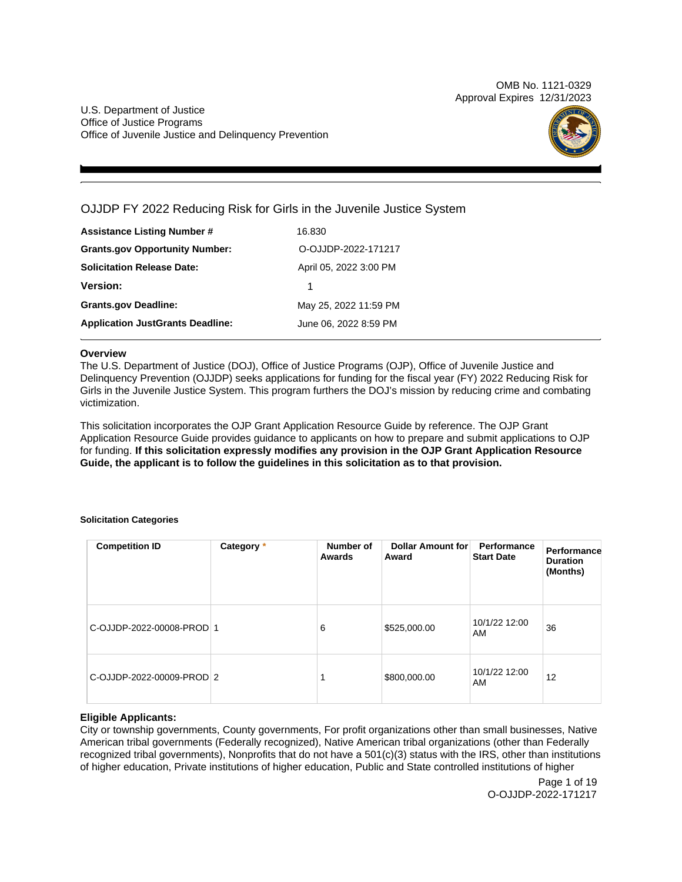OMB No. 1121-0329
Approval Expires 12/31/2023

U.S. Department of Justice
Office of Justice Programs
Office of Juvenile Justice and Delinquency Prevention

# OJJDP FY 2022 Reducing Risk for Girls in the Juvenile Justice System

| | |
|---|---|
| **Assistance Listing Number #** | 16.830 |
| **Grants.gov Opportunity Number:** | O-OJJDP-2022-171217 |
| **Solicitation Release Date:** | April 05, 2022 3:00 PM |
| **Version:** | 1 |
| **Grants.gov Deadline:** | May 25, 2022 11:59 PM |
| **Application JustGrants Deadline:** | June 06, 2022 8:59 PM |

## Overview

The U.S. Department of Justice (DOJ), Office of Justice Programs (OJP), Office of Juvenile Justice and Delinquency Prevention (OJJDP) seeks applications for funding for the fiscal year (FY) 2022 Reducing Risk for Girls in the Juvenile Justice System. This program furthers the DOJ's mission by reducing crime and combating victimization.

This solicitation incorporates the OJP Grant Application Resource Guide by reference. The OJP Grant Application Resource Guide provides guidance to applicants on how to prepare and submit applications to OJP for funding. **If this solicitation expressly modifies any provision in the OJP Grant Application Resource Guide, the applicant is to follow the guidelines in this solicitation as to that provision.**

**Solicitation Categories**

| Competition ID | Category * | Number of Awards | Dollar Amount for Award | Performance Start Date | Performance Duration (Months) |
|---|---|---|---|---|---|
| C-OJJDP-2022-00008-PROD | 1 | 6 | $525,000.00 | 10/1/22 12:00 AM | 36 |
| C-OJJDP-2022-00009-PROD | 2 | 1 | $800,000.00 | 10/1/22 12:00 AM | 12 |

**Eligible Applicants:**

City or township governments, County governments, For profit organizations other than small businesses, Native American tribal governments (Federally recognized), Native American tribal organizations (other than Federally recognized tribal governments), Nonprofits that do not have a 501(c)(3) status with the IRS, other than institutions of higher education, Private institutions of higher education, Public and State controlled institutions of higher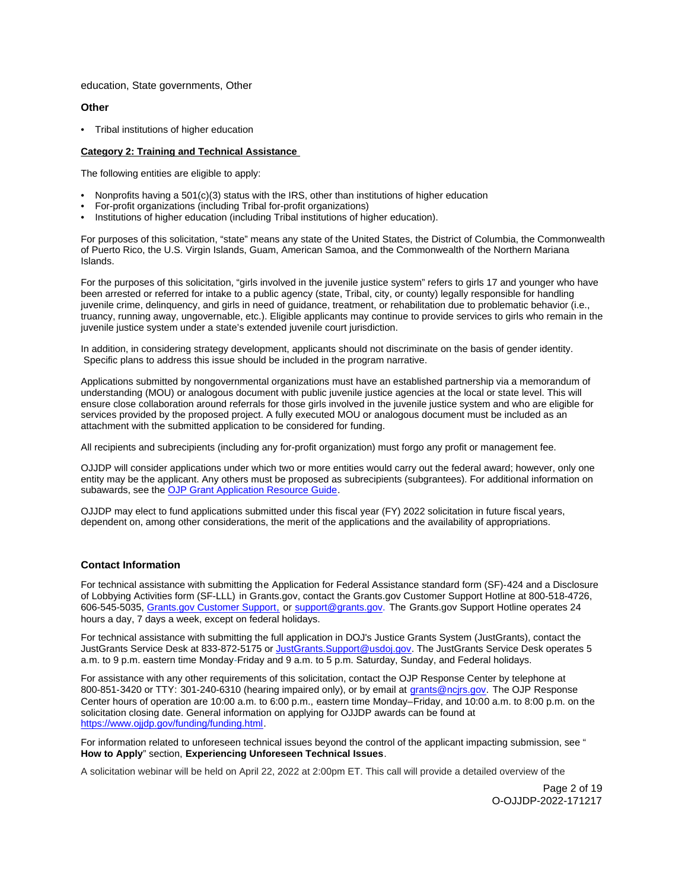education, State governments, Other

### Other

- Tribal institutions of higher education

**Category 2: Training and Technical Assistance**

The following entities are eligible to apply:

- Nonprofits having a 501(c)(3) status with the IRS, other than institutions of higher education
- For-profit organizations (including Tribal for-profit organizations)
- Institutions of higher education (including Tribal institutions of higher education).

For purposes of this solicitation, "state" means any state of the United States, the District of Columbia, the Commonwealth of Puerto Rico, the U.S. Virgin Islands, Guam, American Samoa, and the Commonwealth of the Northern Mariana Islands.

For the purposes of this solicitation, "girls involved in the juvenile justice system" refers to girls 17 and younger who have been arrested or referred for intake to a public agency (state, Tribal, city, or county) legally responsible for handling juvenile crime, delinquency, and girls in need of guidance, treatment, or rehabilitation due to problematic behavior (i.e., truancy, running away, ungovernable, etc.). Eligible applicants may continue to provide services to girls who remain in the juvenile justice system under a state's extended juvenile court jurisdiction.

In addition, in considering strategy development, applicants should not discriminate on the basis of gender identity. Specific plans to address this issue should be included in the program narrative.

Applications submitted by nongovernmental organizations must have an established partnership via a memorandum of understanding (MOU) or analogous document with public juvenile justice agencies at the local or state level. This will ensure close collaboration around referrals for those girls involved in the juvenile justice system and who are eligible for services provided by the proposed project. A fully executed MOU or analogous document must be included as an attachment with the submitted application to be considered for funding.

All recipients and subrecipients (including any for-profit organization) must forgo any profit or management fee.

OJJDP will consider applications under which two or more entities would carry out the federal award; however, only one entity may be the applicant. Any others must be proposed as subrecipients (subgrantees). For additional information on subawards, see the OJP Grant Application Resource Guide.

OJJDP may elect to fund applications submitted under this fiscal year (FY) 2022 solicitation in future fiscal years, dependent on, among other considerations, the merit of the applications and the availability of appropriations.

### Contact Information

For technical assistance with submitting the Application for Federal Assistance standard form (SF)-424 and a Disclosure of Lobbying Activities form (SF-LLL) in Grants.gov, contact the Grants.gov Customer Support Hotline at 800-518-4726, 606-545-5035, Grants.gov Customer Support, or support@grants.gov. The Grants.gov Support Hotline operates 24 hours a day, 7 days a week, except on federal holidays.

For technical assistance with submitting the full application in DOJ's Justice Grants System (JustGrants), contact the JustGrants Service Desk at 833-872-5175 or JustGrants.Support@usdoj.gov. The JustGrants Service Desk operates 5 a.m. to 9 p.m. eastern time Monday-Friday and 9 a.m. to 5 p.m. Saturday, Sunday, and Federal holidays.

For assistance with any other requirements of this solicitation, contact the OJP Response Center by telephone at 800-851-3420 or TTY: 301-240-6310 (hearing impaired only), or by email at grants@ncjrs.gov. The OJP Response Center hours of operation are 10:00 a.m. to 6:00 p.m., eastern time Monday–Friday, and 10:00 a.m. to 8:00 p.m. on the solicitation closing date. General information on applying for OJJDP awards can be found at https://www.ojjdp.gov/funding/funding.html.

For information related to unforeseen technical issues beyond the control of the applicant impacting submission, see "**How to Apply**" section, **Experiencing Unforeseen Technical Issues**.

A solicitation webinar will be held on April 22, 2022 at 2:00pm ET. This call will provide a detailed overview of the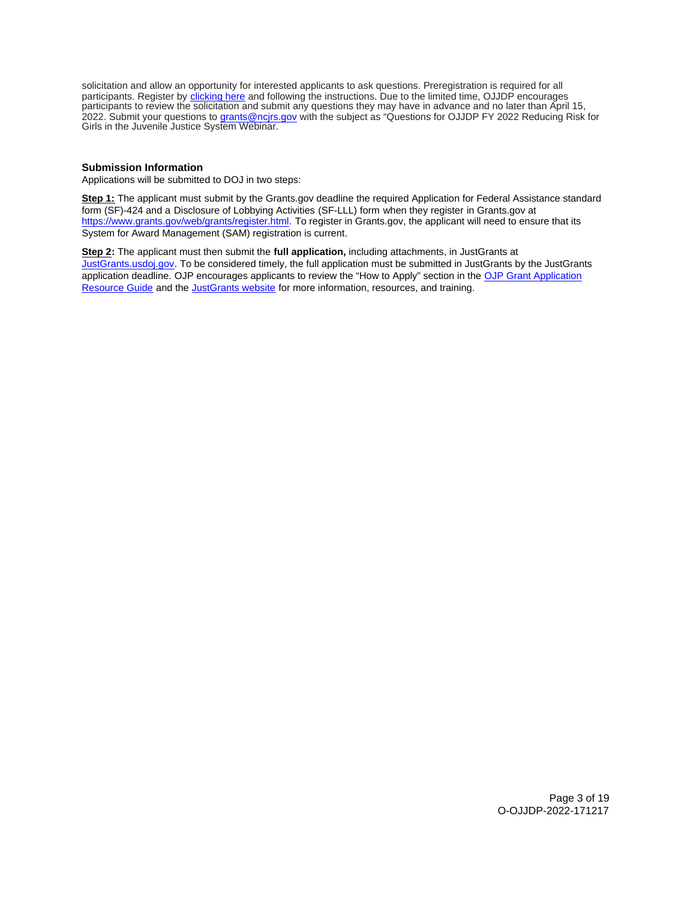solicitation and allow an opportunity for interested applicants to ask questions. Preregistration is required for all participants. Register by clicking here and following the instructions. Due to the limited time, OJJDP encourages participants to review the solicitation and submit any questions they may have in advance and no later than April 15, 2022. Submit your questions to grants@ncjrs.gov with the subject as "Questions for OJJDP FY 2022 Reducing Risk for Girls in the Juvenile Justice System Webinar.

### Submission Information

Applications will be submitted to DOJ in two steps:

**Step 1:** The applicant must submit by the Grants.gov deadline the required Application for Federal Assistance standard form (SF)-424 and a Disclosure of Lobbying Activities (SF-LLL) form when they register in Grants.gov at https://www.grants.gov/web/grants/register.html. To register in Grants.gov, the applicant will need to ensure that its System for Award Management (SAM) registration is current.

**Step 2:** The applicant must then submit the **full application,** including attachments, in JustGrants at JustGrants.usdoj.gov. To be considered timely, the full application must be submitted in JustGrants by the JustGrants application deadline. OJP encourages applicants to review the "How to Apply" section in the OJP Grant Application Resource Guide and the JustGrants website for more information, resources, and training.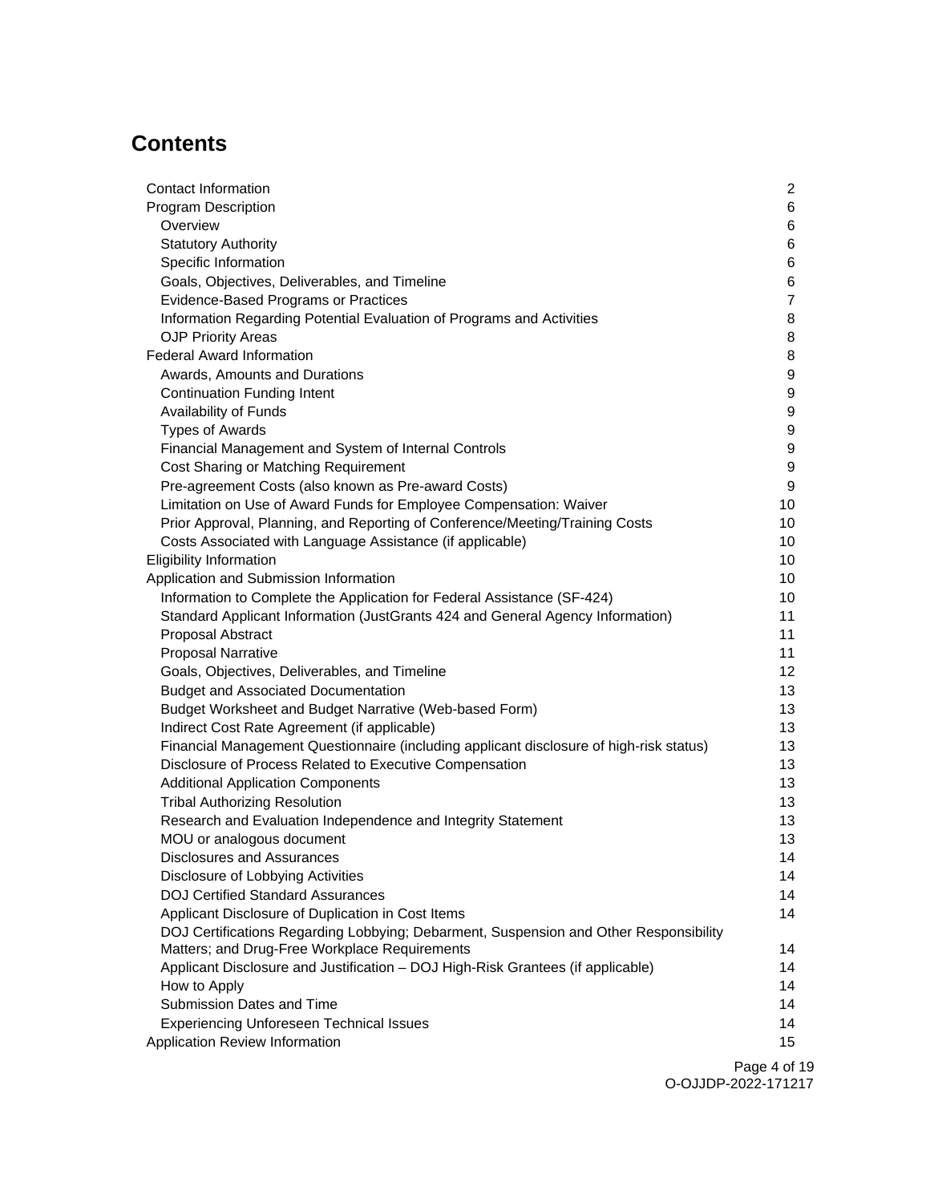# Contents

| | |
|---|---|
| Contact Information | 2 |
| Program Description | 6 |
| Overview | 6 |
| Statutory Authority | 6 |
| Specific Information | 6 |
| Goals, Objectives, Deliverables, and Timeline | 6 |
| Evidence-Based Programs or Practices | 7 |
| Information Regarding Potential Evaluation of Programs and Activities | 8 |
| OJP Priority Areas | 8 |
| Federal Award Information | 8 |
| Awards, Amounts and Durations | 9 |
| Continuation Funding Intent | 9 |
| Availability of Funds | 9 |
| Types of Awards | 9 |
| Financial Management and System of Internal Controls | 9 |
| Cost Sharing or Matching Requirement | 9 |
| Pre-agreement Costs (also known as Pre-award Costs) | 9 |
| Limitation on Use of Award Funds for Employee Compensation: Waiver | 10 |
| Prior Approval, Planning, and Reporting of Conference/Meeting/Training Costs | 10 |
| Costs Associated with Language Assistance (if applicable) | 10 |
| Eligibility Information | 10 |
| Application and Submission Information | 10 |
| Information to Complete the Application for Federal Assistance (SF-424) | 10 |
| Standard Applicant Information (JustGrants 424 and General Agency Information) | 11 |
| Proposal Abstract | 11 |
| Proposal Narrative | 11 |
| Goals, Objectives, Deliverables, and Timeline | 12 |
| Budget and Associated Documentation | 13 |
| Budget Worksheet and Budget Narrative (Web-based Form) | 13 |
| Indirect Cost Rate Agreement (if applicable) | 13 |
| Financial Management Questionnaire (including applicant disclosure of high-risk status) | 13 |
| Disclosure of Process Related to Executive Compensation | 13 |
| Additional Application Components | 13 |
| Tribal Authorizing Resolution | 13 |
| Research and Evaluation Independence and Integrity Statement | 13 |
| MOU or analogous document | 13 |
| Disclosures and Assurances | 14 |
| Disclosure of Lobbying Activities | 14 |
| DOJ Certified Standard Assurances | 14 |
| Applicant Disclosure of Duplication in Cost Items | 14 |
| DOJ Certifications Regarding Lobbying; Debarment, Suspension and Other Responsibility Matters; and Drug-Free Workplace Requirements | 14 |
| Applicant Disclosure and Justification – DOJ High-Risk Grantees (if applicable) | 14 |
| How to Apply | 14 |
| Submission Dates and Time | 14 |
| Experiencing Unforeseen Technical Issues | 14 |
| Application Review Information | 15 |

O-OJJDP-2022-171217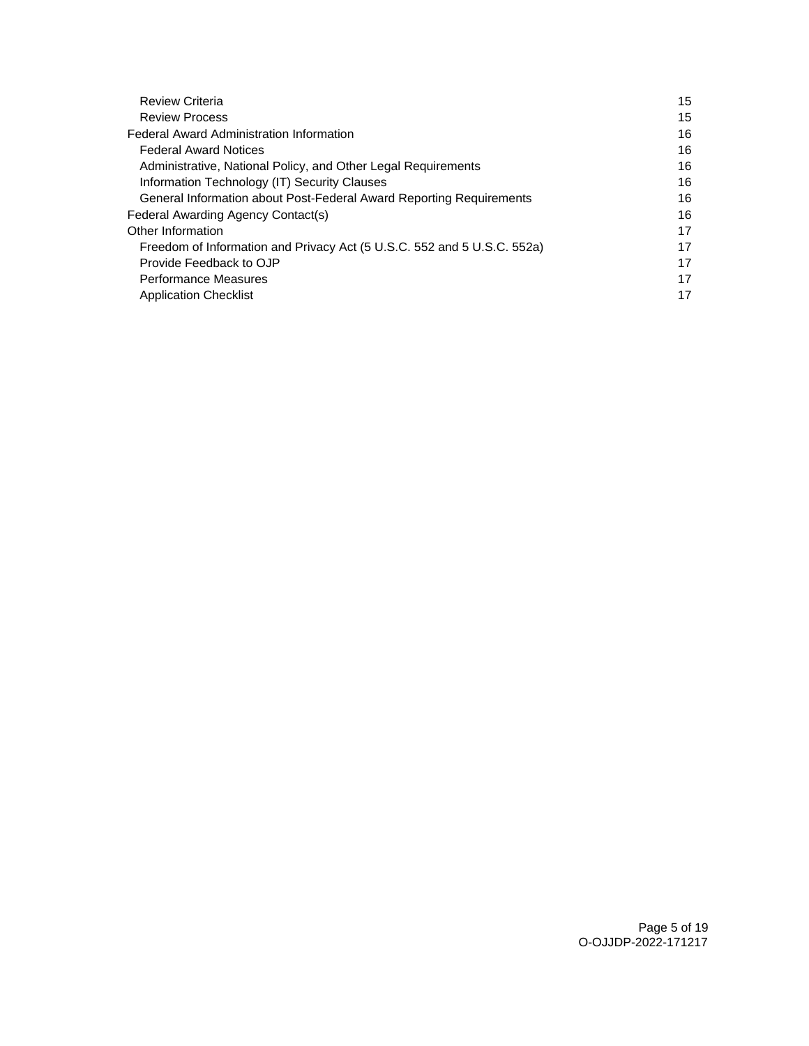| | |
|---|---|
| Review Criteria | 15 |
| Review Process | 15 |
| Federal Award Administration Information | 16 |
| Federal Award Notices | 16 |
| Administrative, National Policy, and Other Legal Requirements | 16 |
| Information Technology (IT) Security Clauses | 16 |
| General Information about Post-Federal Award Reporting Requirements | 16 |
| Federal Awarding Agency Contact(s) | 16 |
| Other Information | 17 |
| Freedom of Information and Privacy Act (5 U.S.C. 552 and 5 U.S.C. 552a) | 17 |
| Provide Feedback to OJP | 17 |
| Performance Measures | 17 |
| Application Checklist | 17 |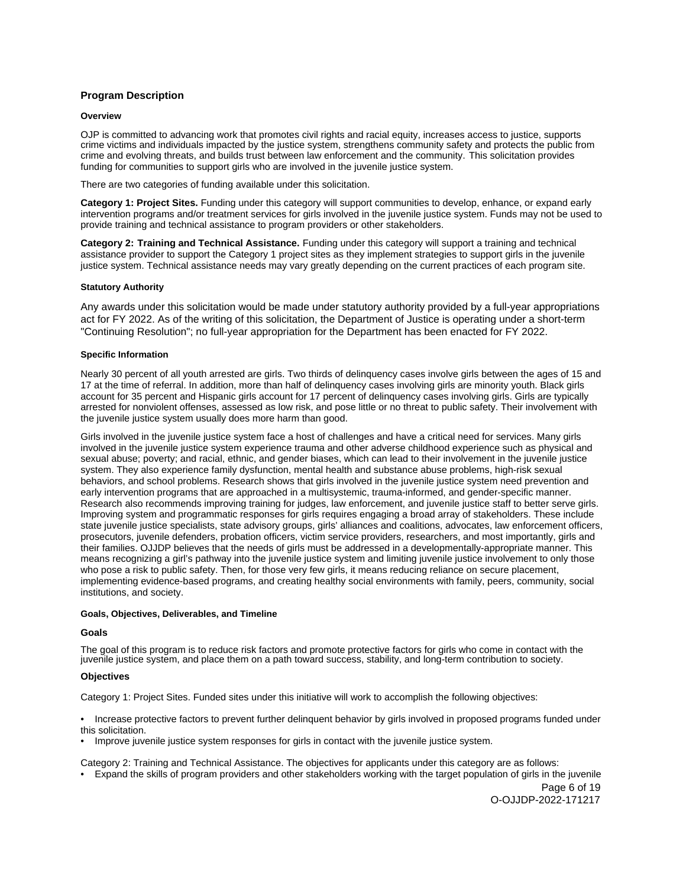## Program Description

### Overview

OJP is committed to advancing work that promotes civil rights and racial equity, increases access to justice, supports crime victims and individuals impacted by the justice system, strengthens community safety and protects the public from crime and evolving threats, and builds trust between law enforcement and the community. This solicitation provides funding for communities to support girls who are involved in the juvenile justice system.

There are two categories of funding available under this solicitation.

**Category 1: Project Sites.** Funding under this category will support communities to develop, enhance, or expand early intervention programs and/or treatment services for girls involved in the juvenile justice system. Funds may not be used to provide training and technical assistance to program providers or other stakeholders.

**Category 2: Training and Technical Assistance.** Funding under this category will support a training and technical assistance provider to support the Category 1 project sites as they implement strategies to support girls in the juvenile justice system. Technical assistance needs may vary greatly depending on the current practices of each program site.

### Statutory Authority

Any awards under this solicitation would be made under statutory authority provided by a full-year appropriations act for FY 2022. As of the writing of this solicitation, the Department of Justice is operating under a short-term "Continuing Resolution"; no full-year appropriation for the Department has been enacted for FY 2022.

### Specific Information

Nearly 30 percent of all youth arrested are girls. Two thirds of delinquency cases involve girls between the ages of 15 and 17 at the time of referral. In addition, more than half of delinquency cases involving girls are minority youth. Black girls account for 35 percent and Hispanic girls account for 17 percent of delinquency cases involving girls. Girls are typically arrested for nonviolent offenses, assessed as low risk, and pose little or no threat to public safety. Their involvement with the juvenile justice system usually does more harm than good.

Girls involved in the juvenile justice system face a host of challenges and have a critical need for services. Many girls involved in the juvenile justice system experience trauma and other adverse childhood experience such as physical and sexual abuse; poverty; and racial, ethnic, and gender biases, which can lead to their involvement in the juvenile justice system. They also experience family dysfunction, mental health and substance abuse problems, high-risk sexual behaviors, and school problems. Research shows that girls involved in the juvenile justice system need prevention and early intervention programs that are approached in a multisystemic, trauma-informed, and gender-specific manner. Research also recommends improving training for judges, law enforcement, and juvenile justice staff to better serve girls. Improving system and programmatic responses for girls requires engaging a broad array of stakeholders. These include state juvenile justice specialists, state advisory groups, girls' alliances and coalitions, advocates, law enforcement officers, prosecutors, juvenile defenders, probation officers, victim service providers, researchers, and most importantly, girls and their families. OJJDP believes that the needs of girls must be addressed in a developmentally-appropriate manner. This means recognizing a girl's pathway into the juvenile justice system and limiting juvenile justice involvement to only those who pose a risk to public safety. Then, for those very few girls, it means reducing reliance on secure placement, implementing evidence-based programs, and creating healthy social environments with family, peers, community, social institutions, and society.

### Goals, Objectives, Deliverables, and Timeline

**Goals**

The goal of this program is to reduce risk factors and promote protective factors for girls who come in contact with the juvenile justice system, and place them on a path toward success, stability, and long-term contribution to society.

**Objectives**

Category 1: Project Sites. Funded sites under this initiative will work to accomplish the following objectives:

- Increase protective factors to prevent further delinquent behavior by girls involved in proposed programs funded under this solicitation.
- Improve juvenile justice system responses for girls in contact with the juvenile justice system.

Category 2: Training and Technical Assistance. The objectives for applicants under this category are as follows:

- Expand the skills of program providers and other stakeholders working with the target population of girls in the juvenile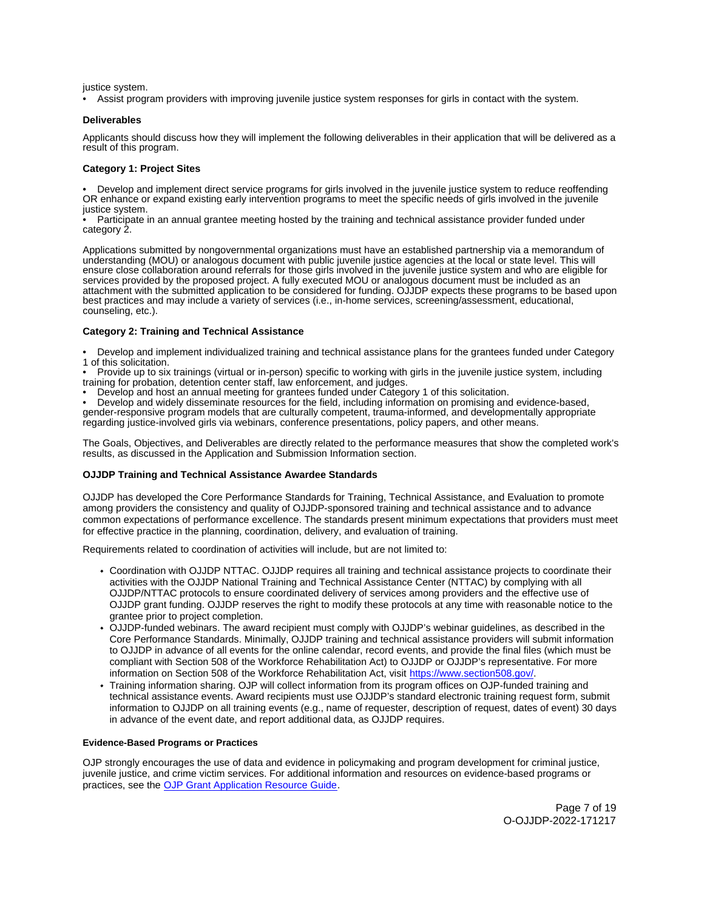justice system.

- Assist program providers with improving juvenile justice system responses for girls in contact with the system.

**Deliverables**

Applicants should discuss how they will implement the following deliverables in their application that will be delivered as a result of this program.

**Category 1: Project Sites**

- Develop and implement direct service programs for girls involved in the juvenile justice system to reduce reoffending OR enhance or expand existing early intervention programs to meet the specific needs of girls involved in the juvenile justice system.
- Participate in an annual grantee meeting hosted by the training and technical assistance provider funded under category 2.

Applications submitted by nongovernmental organizations must have an established partnership via a memorandum of understanding (MOU) or analogous document with public juvenile justice agencies at the local or state level. This will ensure close collaboration around referrals for those girls involved in the juvenile justice system and who are eligible for services provided by the proposed project. A fully executed MOU or analogous document must be included as an attachment with the submitted application to be considered for funding. OJJDP expects these programs to be based upon best practices and may include a variety of services (i.e., in-home services, screening/assessment, educational, counseling, etc.).

**Category 2: Training and Technical Assistance**

- Develop and implement individualized training and technical assistance plans for the grantees funded under Category 1 of this solicitation.
- Provide up to six trainings (virtual or in-person) specific to working with girls in the juvenile justice system, including training for probation, detention center staff, law enforcement, and judges.
- Develop and host an annual meeting for grantees funded under Category 1 of this solicitation.
- Develop and widely disseminate resources for the field, including information on promising and evidence-based, gender-responsive program models that are culturally competent, trauma-informed, and developmentally appropriate regarding justice-involved girls via webinars, conference presentations, policy papers, and other means.

The Goals, Objectives, and Deliverables are directly related to the performance measures that show the completed work's results, as discussed in the Application and Submission Information section.

**OJJDP Training and Technical Assistance Awardee Standards**

OJJDP has developed the Core Performance Standards for Training, Technical Assistance, and Evaluation to promote among providers the consistency and quality of OJJDP-sponsored training and technical assistance and to advance common expectations of performance excellence. The standards present minimum expectations that providers must meet for effective practice in the planning, coordination, delivery, and evaluation of training.

Requirements related to coordination of activities will include, but are not limited to:

- Coordination with OJJDP NTTAC. OJJDP requires all training and technical assistance projects to coordinate their activities with the OJJDP National Training and Technical Assistance Center (NTTAC) by complying with all OJJDP/NTTAC protocols to ensure coordinated delivery of services among providers and the effective use of OJJDP grant funding. OJJDP reserves the right to modify these protocols at any time with reasonable notice to the grantee prior to project completion.
- OJJDP-funded webinars. The award recipient must comply with OJJDP's webinar guidelines, as described in the Core Performance Standards. Minimally, OJJDP training and technical assistance providers will submit information to OJJDP in advance of all events for the online calendar, record events, and provide the final files (which must be compliant with Section 508 of the Workforce Rehabilitation Act) to OJJDP or OJJDP's representative. For more information on Section 508 of the Workforce Rehabilitation Act, visit [https://www.section508.gov/](https://www.section508.gov/).
- Training information sharing. OJP will collect information from its program offices on OJP-funded training and technical assistance events. Award recipients must use OJJDP's standard electronic training request form, submit information to OJJDP on all training events (e.g., name of requester, description of request, dates of event) 30 days in advance of the event date, and report additional data, as OJJDP requires.

**Evidence-Based Programs or Practices**

OJP strongly encourages the use of data and evidence in policymaking and program development for criminal justice, juvenile justice, and crime victim services. For additional information and resources on evidence-based programs or practices, see the [OJP Grant Application Resource Guide](OJP Grant Application Resource Guide).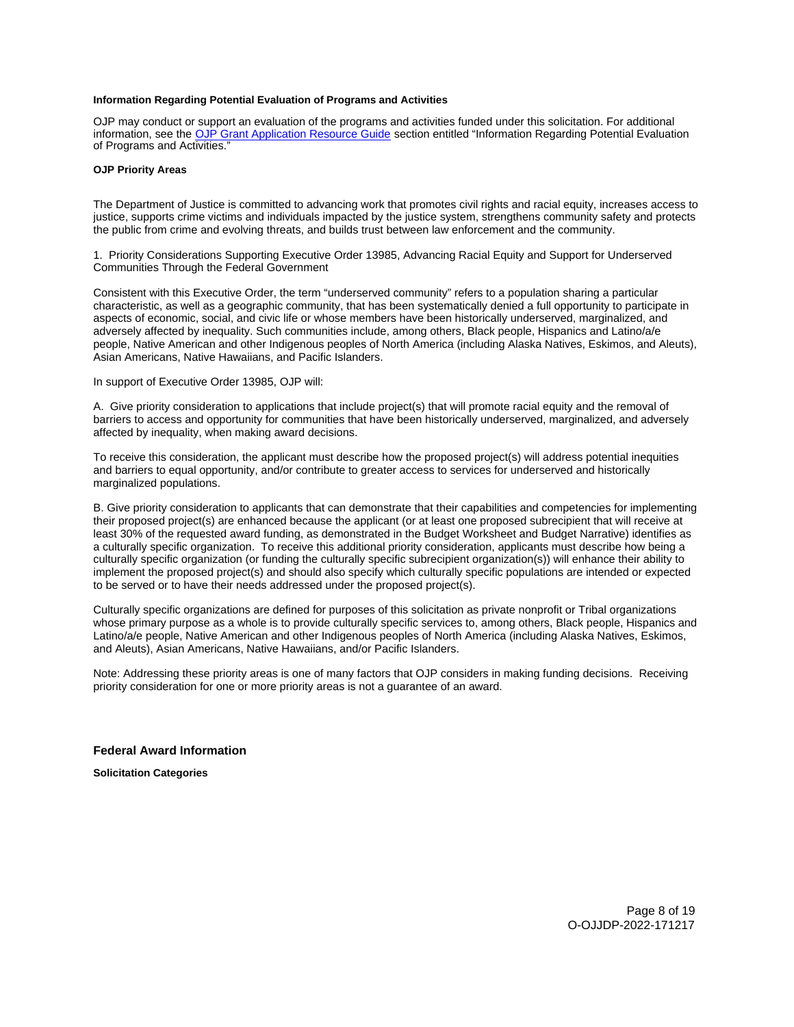**Information Regarding Potential Evaluation of Programs and Activities**

OJP may conduct or support an evaluation of the programs and activities funded under this solicitation. For additional information, see the OJP Grant Application Resource Guide section entitled "Information Regarding Potential Evaluation of Programs and Activities."

**OJP Priority Areas**

The Department of Justice is committed to advancing work that promotes civil rights and racial equity, increases access to justice, supports crime victims and individuals impacted by the justice system, strengthens community safety and protects the public from crime and evolving threats, and builds trust between law enforcement and the community.

1. Priority Considerations Supporting Executive Order 13985, Advancing Racial Equity and Support for Underserved Communities Through the Federal Government

Consistent with this Executive Order, the term "underserved community" refers to a population sharing a particular characteristic, as well as a geographic community, that has been systematically denied a full opportunity to participate in aspects of economic, social, and civic life or whose members have been historically underserved, marginalized, and adversely affected by inequality. Such communities include, among others, Black people, Hispanics and Latino/a/e people, Native American and other Indigenous peoples of North America (including Alaska Natives, Eskimos, and Aleuts), Asian Americans, Native Hawaiians, and Pacific Islanders.

In support of Executive Order 13985, OJP will:

A. Give priority consideration to applications that include project(s) that will promote racial equity and the removal of barriers to access and opportunity for communities that have been historically underserved, marginalized, and adversely affected by inequality, when making award decisions.

To receive this consideration, the applicant must describe how the proposed project(s) will address potential inequities and barriers to equal opportunity, and/or contribute to greater access to services for underserved and historically marginalized populations.

B. Give priority consideration to applicants that can demonstrate that their capabilities and competencies for implementing their proposed project(s) are enhanced because the applicant (or at least one proposed subrecipient that will receive at least 30% of the requested award funding, as demonstrated in the Budget Worksheet and Budget Narrative) identifies as a culturally specific organization. To receive this additional priority consideration, applicants must describe how being a culturally specific organization (or funding the culturally specific subrecipient organization(s)) will enhance their ability to implement the proposed project(s) and should also specify which culturally specific populations are intended or expected to be served or to have their needs addressed under the proposed project(s).

Culturally specific organizations are defined for purposes of this solicitation as private nonprofit or Tribal organizations whose primary purpose as a whole is to provide culturally specific services to, among others, Black people, Hispanics and Latino/a/e people, Native American and other Indigenous peoples of North America (including Alaska Natives, Eskimos, and Aleuts), Asian Americans, Native Hawaiians, and/or Pacific Islanders.

Note: Addressing these priority areas is one of many factors that OJP considers in making funding decisions. Receiving priority consideration for one or more priority areas is not a guarantee of an award.

## Federal Award Information

**Solicitation Categories**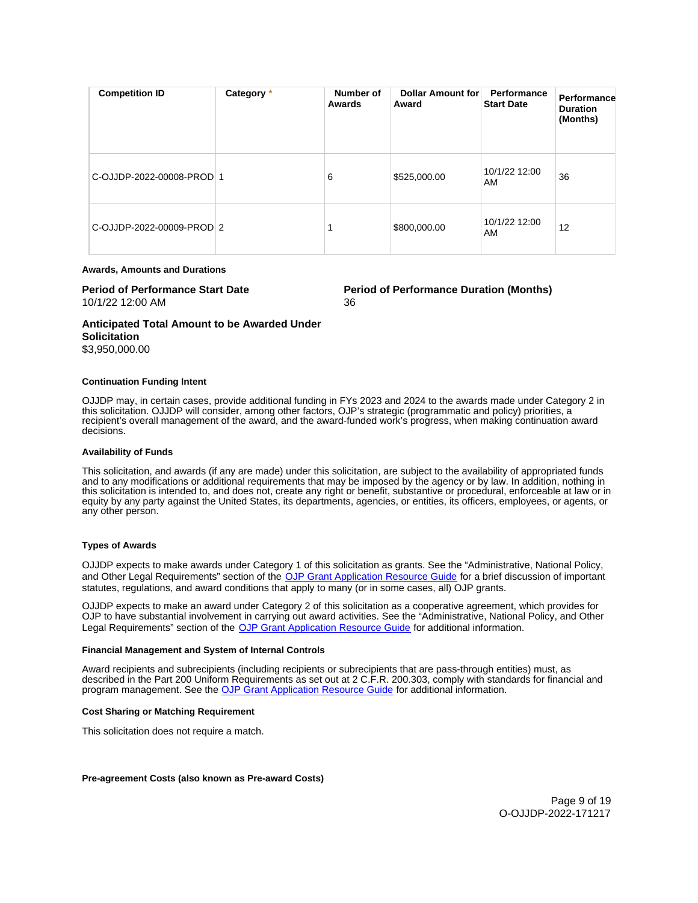| Competition ID | Category * | Number of Awards | Dollar Amount for Award | Performance Start Date | Performance Duration (Months) |
|---|---|---|---|---|---|
| C-OJJDP-2022-00008-PROD | 1 | 6 | $525,000.00 | 10/1/22 12:00 AM | 36 |
| C-OJJDP-2022-00009-PROD | 2 | 1 | $800,000.00 | 10/1/22 12:00 AM | 12 |

**Awards, Amounts and Durations**

**Period of Performance Start Date**
10/1/22 12:00 AM

**Period of Performance Duration (Months)**
36

**Anticipated Total Amount to be Awarded Under Solicitation**
$3,950,000.00

**Continuation Funding Intent**

OJJDP may, in certain cases, provide additional funding in FYs 2023 and 2024 to the awards made under Category 2 in this solicitation. OJJDP will consider, among other factors, OJP's strategic (programmatic and policy) priorities, a recipient's overall management of the award, and the award-funded work's progress, when making continuation award decisions.

**Availability of Funds**

This solicitation, and awards (if any are made) under this solicitation, are subject to the availability of appropriated funds and to any modifications or additional requirements that may be imposed by the agency or by law. In addition, nothing in this solicitation is intended to, and does not, create any right or benefit, substantive or procedural, enforceable at law or in equity by any party against the United States, its departments, agencies, or entities, its officers, employees, or agents, or any other person.

**Types of Awards**

OJJDP expects to make awards under Category 1 of this solicitation as grants. See the "Administrative, National Policy, and Other Legal Requirements" section of the OJP Grant Application Resource Guide for a brief discussion of important statutes, regulations, and award conditions that apply to many (or in some cases, all) OJP grants.

OJJDP expects to make an award under Category 2 of this solicitation as a cooperative agreement, which provides for OJP to have substantial involvement in carrying out award activities. See the "Administrative, National Policy, and Other Legal Requirements" section of the OJP Grant Application Resource Guide for additional information.

**Financial Management and System of Internal Controls**

Award recipients and subrecipients (including recipients or subrecipients that are pass-through entities) must, as described in the Part 200 Uniform Requirements as set out at 2 C.F.R. 200.303, comply with standards for financial and program management. See the OJP Grant Application Resource Guide for additional information.

**Cost Sharing or Matching Requirement**

This solicitation does not require a match.

**Pre-agreement Costs (also known as Pre-award Costs)**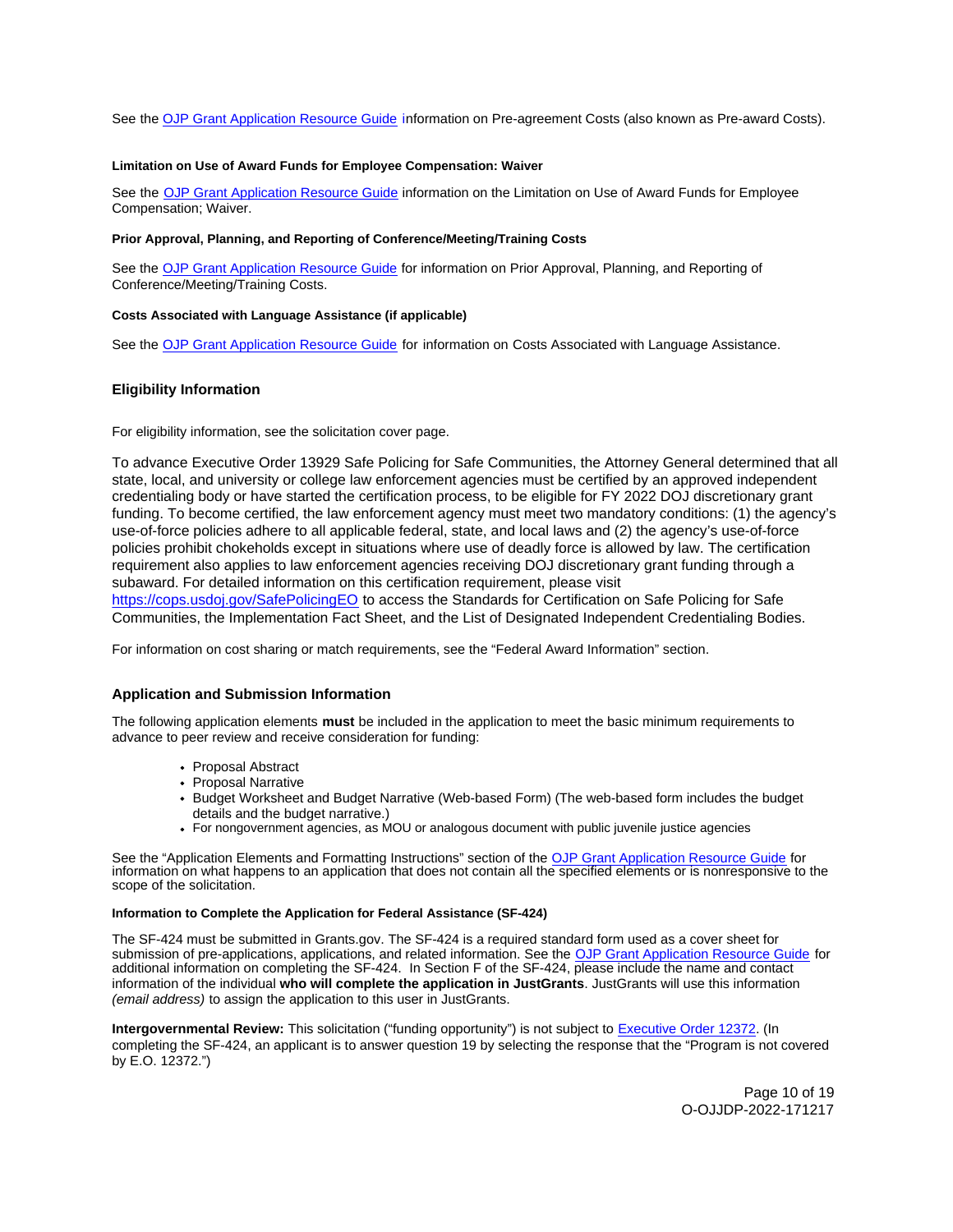See the OJP Grant Application Resource Guide information on Pre-agreement Costs (also known as Pre-award Costs).

#### Limitation on Use of Award Funds for Employee Compensation: Waiver

See the OJP Grant Application Resource Guide information on the Limitation on Use of Award Funds for Employee Compensation; Waiver.

#### Prior Approval, Planning, and Reporting of Conference/Meeting/Training Costs

See the OJP Grant Application Resource Guide for information on Prior Approval, Planning, and Reporting of Conference/Meeting/Training Costs.

#### Costs Associated with Language Assistance (if applicable)

See the OJP Grant Application Resource Guide for information on Costs Associated with Language Assistance.

### Eligibility Information

For eligibility information, see the solicitation cover page.

To advance Executive Order 13929 Safe Policing for Safe Communities, the Attorney General determined that all state, local, and university or college law enforcement agencies must be certified by an approved independent credentialing body or have started the certification process, to be eligible for FY 2022 DOJ discretionary grant funding. To become certified, the law enforcement agency must meet two mandatory conditions: (1) the agency's use-of-force policies adhere to all applicable federal, state, and local laws and (2) the agency's use-of-force policies prohibit chokeholds except in situations where use of deadly force is allowed by law. The certification requirement also applies to law enforcement agencies receiving DOJ discretionary grant funding through a subaward. For detailed information on this certification requirement, please visit https://cops.usdoj.gov/SafePolicingEO to access the Standards for Certification on Safe Policing for Safe Communities, the Implementation Fact Sheet, and the List of Designated Independent Credentialing Bodies.

For information on cost sharing or match requirements, see the "Federal Award Information" section.

### Application and Submission Information

The following application elements **must** be included in the application to meet the basic minimum requirements to advance to peer review and receive consideration for funding:

- Proposal Abstract
- Proposal Narrative
- Budget Worksheet and Budget Narrative (Web-based Form) (The web-based form includes the budget details and the budget narrative.)
- For nongovernment agencies, as MOU or analogous document with public juvenile justice agencies

See the "Application Elements and Formatting Instructions" section of the OJP Grant Application Resource Guide for information on what happens to an application that does not contain all the specified elements or is nonresponsive to the scope of the solicitation.

#### Information to Complete the Application for Federal Assistance (SF-424)

The SF-424 must be submitted in Grants.gov. The SF-424 is a required standard form used as a cover sheet for submission of pre-applications, applications, and related information. See the OJP Grant Application Resource Guide for additional information on completing the SF-424. In Section F of the SF-424, please include the name and contact information of the individual **who will complete the application in JustGrants**. JustGrants will use this information *(email address)* to assign the application to this user in JustGrants.

**Intergovernmental Review:** This solicitation ("funding opportunity") is not subject to Executive Order 12372. (In completing the SF-424, an applicant is to answer question 19 by selecting the response that the "Program is not covered by E.O. 12372.")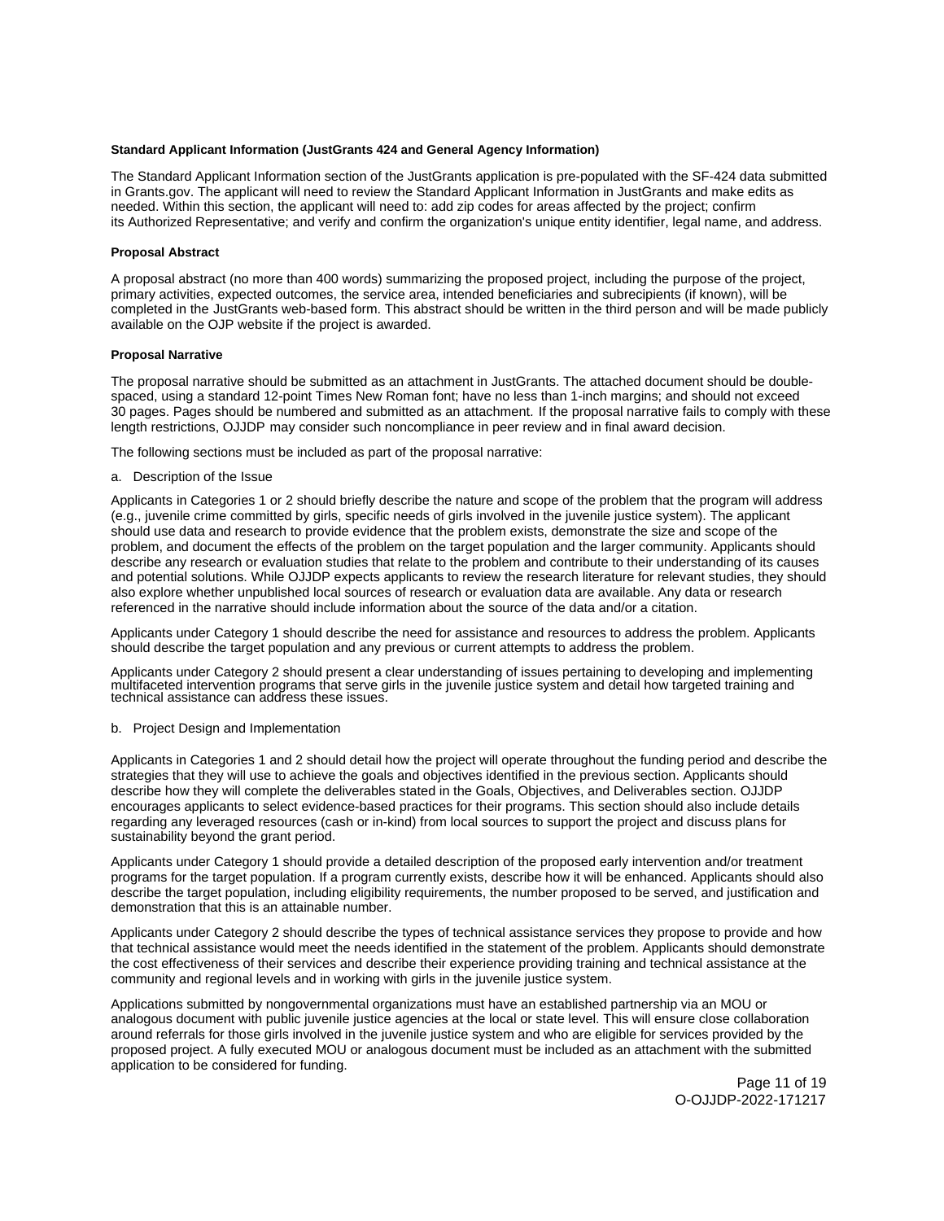**Standard Applicant Information (JustGrants 424 and General Agency Information)**

The Standard Applicant Information section of the JustGrants application is pre-populated with the SF-424 data submitted in Grants.gov. The applicant will need to review the Standard Applicant Information in JustGrants and make edits as needed. Within this section, the applicant will need to: add zip codes for areas affected by the project; confirm its Authorized Representative; and verify and confirm the organization's unique entity identifier, legal name, and address.

**Proposal Abstract**

A proposal abstract (no more than 400 words) summarizing the proposed project, including the purpose of the project, primary activities, expected outcomes, the service area, intended beneficiaries and subrecipients (if known), will be completed in the JustGrants web-based form. This abstract should be written in the third person and will be made publicly available on the OJP website if the project is awarded.

**Proposal Narrative**

The proposal narrative should be submitted as an attachment in JustGrants. The attached document should be double-spaced, using a standard 12-point Times New Roman font; have no less than 1-inch margins; and should not exceed 30 pages. Pages should be numbered and submitted as an attachment. If the proposal narrative fails to comply with these length restrictions, OJJDP may consider such noncompliance in peer review and in final award decision.

The following sections must be included as part of the proposal narrative:

a. Description of the Issue

Applicants in Categories 1 or 2 should briefly describe the nature and scope of the problem that the program will address (e.g., juvenile crime committed by girls, specific needs of girls involved in the juvenile justice system). The applicant should use data and research to provide evidence that the problem exists, demonstrate the size and scope of the problem, and document the effects of the problem on the target population and the larger community. Applicants should describe any research or evaluation studies that relate to the problem and contribute to their understanding of its causes and potential solutions. While OJJDP expects applicants to review the research literature for relevant studies, they should also explore whether unpublished local sources of research or evaluation data are available. Any data or research referenced in the narrative should include information about the source of the data and/or a citation.

Applicants under Category 1 should describe the need for assistance and resources to address the problem. Applicants should describe the target population and any previous or current attempts to address the problem.

Applicants under Category 2 should present a clear understanding of issues pertaining to developing and implementing multifaceted intervention programs that serve girls in the juvenile justice system and detail how targeted training and technical assistance can address these issues.

b. Project Design and Implementation

Applicants in Categories 1 and 2 should detail how the project will operate throughout the funding period and describe the strategies that they will use to achieve the goals and objectives identified in the previous section. Applicants should describe how they will complete the deliverables stated in the Goals, Objectives, and Deliverables section. OJJDP encourages applicants to select evidence-based practices for their programs. This section should also include details regarding any leveraged resources (cash or in-kind) from local sources to support the project and discuss plans for sustainability beyond the grant period.

Applicants under Category 1 should provide a detailed description of the proposed early intervention and/or treatment programs for the target population. If a program currently exists, describe how it will be enhanced. Applicants should also describe the target population, including eligibility requirements, the number proposed to be served, and justification and demonstration that this is an attainable number.

Applicants under Category 2 should describe the types of technical assistance services they propose to provide and how that technical assistance would meet the needs identified in the statement of the problem. Applicants should demonstrate the cost effectiveness of their services and describe their experience providing training and technical assistance at the community and regional levels and in working with girls in the juvenile justice system.

Applications submitted by nongovernmental organizations must have an established partnership via an MOU or analogous document with public juvenile justice agencies at the local or state level. This will ensure close collaboration around referrals for those girls involved in the juvenile justice system and who are eligible for services provided by the proposed project. A fully executed MOU or analogous document must be included as an attachment with the submitted application to be considered for funding.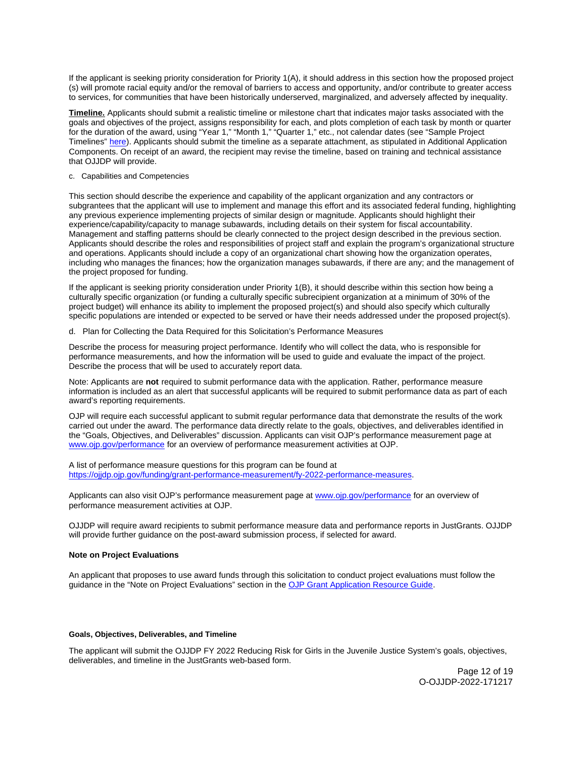If the applicant is seeking priority consideration for Priority 1(A), it should address in this section how the proposed project (s) will promote racial equity and/or the removal of barriers to access and opportunity, and/or contribute to greater access to services, for communities that have been historically underserved, marginalized, and adversely affected by inequality.

**Timeline.** Applicants should submit a realistic timeline or milestone chart that indicates major tasks associated with the goals and objectives of the project, assigns responsibility for each, and plots completion of each task by month or quarter for the duration of the award, using "Year 1," "Month 1," "Quarter 1," etc., not calendar dates (see "Sample Project Timelines" here). Applicants should submit the timeline as a separate attachment, as stipulated in Additional Application Components. On receipt of an award, the recipient may revise the timeline, based on training and technical assistance that OJJDP will provide.

c. Capabilities and Competencies

This section should describe the experience and capability of the applicant organization and any contractors or subgrantees that the applicant will use to implement and manage this effort and its associated federal funding, highlighting any previous experience implementing projects of similar design or magnitude. Applicants should highlight their experience/capability/capacity to manage subawards, including details on their system for fiscal accountability. Management and staffing patterns should be clearly connected to the project design described in the previous section. Applicants should describe the roles and responsibilities of project staff and explain the program's organizational structure and operations. Applicants should include a copy of an organizational chart showing how the organization operates, including who manages the finances; how the organization manages subawards, if there are any; and the management of the project proposed for funding.

If the applicant is seeking priority consideration under Priority 1(B), it should describe within this section how being a culturally specific organization (or funding a culturally specific subrecipient organization at a minimum of 30% of the project budget) will enhance its ability to implement the proposed project(s) and should also specify which culturally specific populations are intended or expected to be served or have their needs addressed under the proposed project(s).

d. Plan for Collecting the Data Required for this Solicitation's Performance Measures

Describe the process for measuring project performance. Identify who will collect the data, who is responsible for performance measurements, and how the information will be used to guide and evaluate the impact of the project. Describe the process that will be used to accurately report data.

Note: Applicants are **not** required to submit performance data with the application. Rather, performance measure information is included as an alert that successful applicants will be required to submit performance data as part of each award's reporting requirements.

OJP will require each successful applicant to submit regular performance data that demonstrate the results of the work carried out under the award. The performance data directly relate to the goals, objectives, and deliverables identified in the "Goals, Objectives, and Deliverables" discussion. Applicants can visit OJP's performance measurement page at www.ojp.gov/performance for an overview of performance measurement activities at OJP.

A list of performance measure questions for this program can be found at https://ojjdp.ojp.gov/funding/grant-performance-measurement/fy-2022-performance-measures.

Applicants can also visit OJP's performance measurement page at www.ojp.gov/performance for an overview of performance measurement activities at OJP.

OJJDP will require award recipients to submit performance measure data and performance reports in JustGrants. OJJDP will provide further guidance on the post-award submission process, if selected for award.

**Note on Project Evaluations**

An applicant that proposes to use award funds through this solicitation to conduct project evaluations must follow the guidance in the "Note on Project Evaluations" section in the OJP Grant Application Resource Guide.

**Goals, Objectives, Deliverables, and Timeline**

The applicant will submit the OJJDP FY 2022 Reducing Risk for Girls in the Juvenile Justice System's goals, objectives, deliverables, and timeline in the JustGrants web-based form.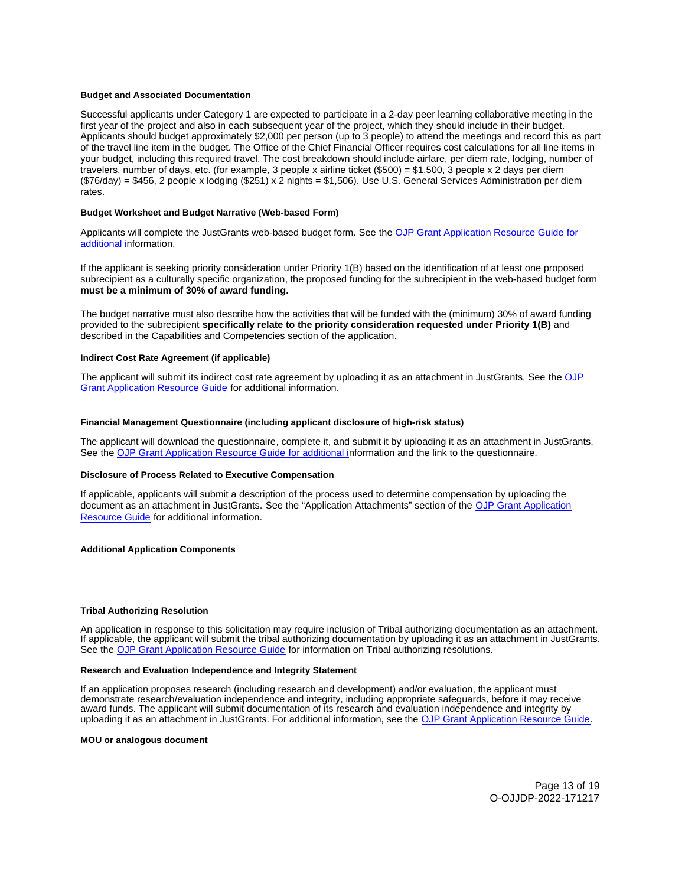**Budget and Associated Documentation**

Successful applicants under Category 1 are expected to participate in a 2-day peer learning collaborative meeting in the first year of the project and also in each subsequent year of the project, which they should include in their budget. Applicants should budget approximately $2,000 per person (up to 3 people) to attend the meetings and record this as part of the travel line item in the budget. The Office of the Chief Financial Officer requires cost calculations for all line items in your budget, including this required travel. The cost breakdown should include airfare, per diem rate, lodging, number of travelers, number of days, etc. (for example, 3 people x airline ticket ($500) = $1,500, 3 people x 2 days per diem ($76/day) = $456, 2 people x lodging ($251) x 2 nights = $1,506). Use U.S. General Services Administration per diem rates.

**Budget Worksheet and Budget Narrative (Web-based Form)**

Applicants will complete the JustGrants web-based budget form. See the [OJP Grant Application Resource Guide for additional i](#)nformation.

If the applicant is seeking priority consideration under Priority 1(B) based on the identification of at least one proposed subrecipient as a culturally specific organization, the proposed funding for the subrecipient in the web-based budget form **must be a minimum of 30% of award funding.**

The budget narrative must also describe how the activities that will be funded with the (minimum) 30% of award funding provided to the subrecipient **specifically relate to the priority consideration requested under Priority 1(B)** and described in the Capabilities and Competencies section of the application.

**Indirect Cost Rate Agreement (if applicable)**

The applicant will submit its indirect cost rate agreement by uploading it as an attachment in JustGrants. See the [OJP Grant Application Resource Guide](#) for additional information.

**Financial Management Questionnaire (including applicant disclosure of high-risk status)**

The applicant will download the questionnaire, complete it, and submit it by uploading it as an attachment in JustGrants. See the [OJP Grant Application Resource Guide for additional i](#)nformation and the link to the questionnaire.

**Disclosure of Process Related to Executive Compensation**

If applicable, applicants will submit a description of the process used to determine compensation by uploading the document as an attachment in JustGrants. See the "Application Attachments" section of the [OJP Grant Application Resource Guide](#) for additional information.

**Additional Application Components**

**Tribal Authorizing Resolution**

An application in response to this solicitation may require inclusion of Tribal authorizing documentation as an attachment. If applicable, the applicant will submit the tribal authorizing documentation by uploading it as an attachment in JustGrants. See the [OJP Grant Application Resource Guide](#) for information on Tribal authorizing resolutions.

**Research and Evaluation Independence and Integrity Statement**

If an application proposes research (including research and development) and/or evaluation, the applicant must demonstrate research/evaluation independence and integrity, including appropriate safeguards, before it may receive award funds. The applicant will submit documentation of its research and evaluation independence and integrity by uploading it as an attachment in JustGrants. For additional information, see the [OJP Grant Application Resource Guide](#).

**MOU or analogous document**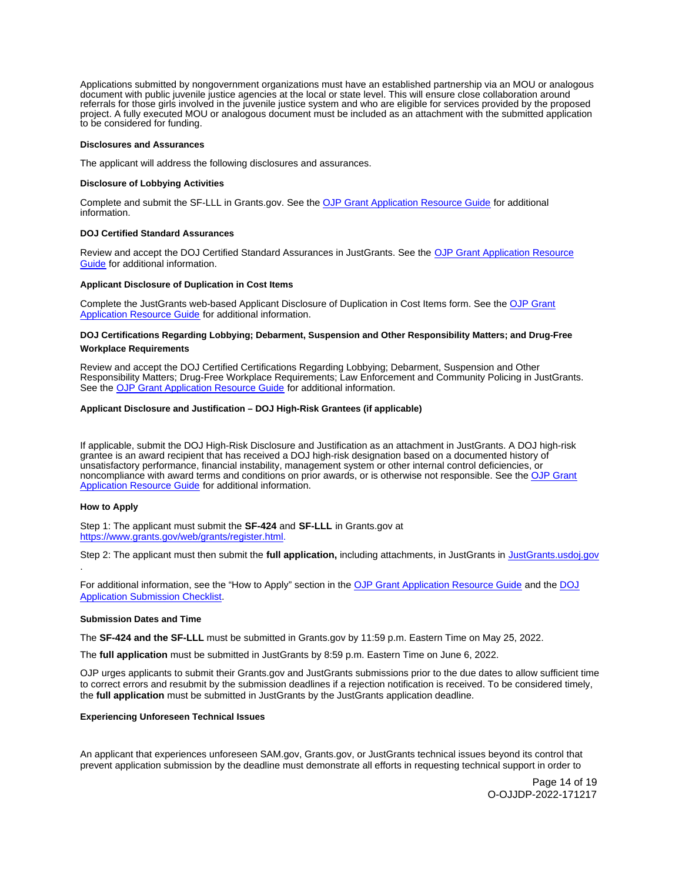Applications submitted by nongovernment organizations must have an established partnership via an MOU or analogous document with public juvenile justice agencies at the local or state level. This will ensure close collaboration around referrals for those girls involved in the juvenile justice system and who are eligible for services provided by the proposed project. A fully executed MOU or analogous document must be included as an attachment with the submitted application to be considered for funding.

**Disclosures and Assurances**

The applicant will address the following disclosures and assurances.

**Disclosure of Lobbying Activities**

Complete and submit the SF-LLL in Grants.gov. See the OJP Grant Application Resource Guide for additional information.

**DOJ Certified Standard Assurances**

Review and accept the DOJ Certified Standard Assurances in JustGrants. See the OJP Grant Application Resource Guide for additional information.

**Applicant Disclosure of Duplication in Cost Items**

Complete the JustGrants web-based Applicant Disclosure of Duplication in Cost Items form. See the OJP Grant Application Resource Guide for additional information.

**DOJ Certifications Regarding Lobbying; Debarment, Suspension and Other Responsibility Matters; and Drug-Free Workplace Requirements**

Review and accept the DOJ Certified Certifications Regarding Lobbying; Debarment, Suspension and Other Responsibility Matters; Drug-Free Workplace Requirements; Law Enforcement and Community Policing in JustGrants. See the OJP Grant Application Resource Guide for additional information.

**Applicant Disclosure and Justification – DOJ High-Risk Grantees (if applicable)**

If applicable, submit the DOJ High-Risk Disclosure and Justification as an attachment in JustGrants. A DOJ high-risk grantee is an award recipient that has received a DOJ high-risk designation based on a documented history of unsatisfactory performance, financial instability, management system or other internal control deficiencies, or noncompliance with award terms and conditions on prior awards, or is otherwise not responsible. See the OJP Grant Application Resource Guide for additional information.

**How to Apply**

Step 1: The applicant must submit the **SF-424** and **SF-LLL** in Grants.gov at https://www.grants.gov/web/grants/register.html.

Step 2: The applicant must then submit the **full application,** including attachments, in JustGrants in JustGrants.usdoj.gov.

For additional information, see the "How to Apply" section in the OJP Grant Application Resource Guide and the DOJ Application Submission Checklist.

**Submission Dates and Time**

The **SF-424 and the SF-LLL** must be submitted in Grants.gov by 11:59 p.m. Eastern Time on May 25, 2022.

The **full application** must be submitted in JustGrants by 8:59 p.m. Eastern Time on June 6, 2022.

OJP urges applicants to submit their Grants.gov and JustGrants submissions prior to the due dates to allow sufficient time to correct errors and resubmit by the submission deadlines if a rejection notification is received. To be considered timely, the **full application** must be submitted in JustGrants by the JustGrants application deadline.

**Experiencing Unforeseen Technical Issues**

An applicant that experiences unforeseen SAM.gov, Grants.gov, or JustGrants technical issues beyond its control that prevent application submission by the deadline must demonstrate all efforts in requesting technical support in order to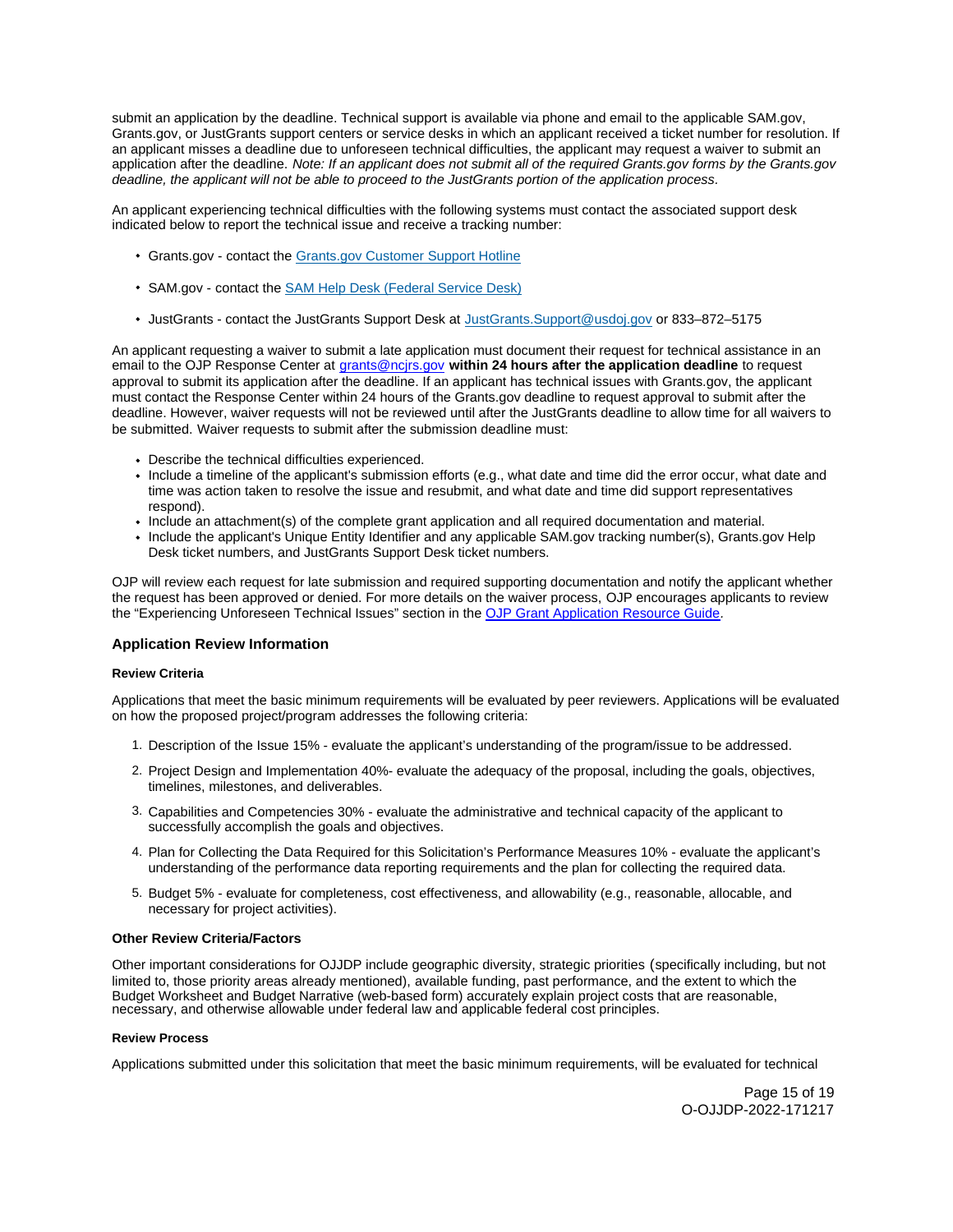submit an application by the deadline. Technical support is available via phone and email to the applicable SAM.gov, Grants.gov, or JustGrants support centers or service desks in which an applicant received a ticket number for resolution. If an applicant misses a deadline due to unforeseen technical difficulties, the applicant may request a waiver to submit an application after the deadline. *Note: If an applicant does not submit all of the required Grants.gov forms by the Grants.gov deadline, the applicant will not be able to proceed to the JustGrants portion of the application process.*

An applicant experiencing technical difficulties with the following systems must contact the associated support desk indicated below to report the technical issue and receive a tracking number:

- Grants.gov - contact the [Grants.gov Customer Support Hotline]
- SAM.gov - contact the [SAM Help Desk (Federal Service Desk)]
- JustGrants - contact the JustGrants Support Desk at JustGrants.Support@usdoj.gov or 833–872–5175

An applicant requesting a waiver to submit a late application must document their request for technical assistance in an email to the OJP Response Center at grants@ncjrs.gov **within 24 hours after the application deadline** to request approval to submit its application after the deadline. If an applicant has technical issues with Grants.gov, the applicant must contact the Response Center within 24 hours of the Grants.gov deadline to request approval to submit after the deadline. However, waiver requests will not be reviewed until after the JustGrants deadline to allow time for all waivers to be submitted. Waiver requests to submit after the submission deadline must:

- Describe the technical difficulties experienced.
- Include a timeline of the applicant's submission efforts (e.g., what date and time did the error occur, what date and time was action taken to resolve the issue and resubmit, and what date and time did support representatives respond).
- Include an attachment(s) of the complete grant application and all required documentation and material.
- Include the applicant's Unique Entity Identifier and any applicable SAM.gov tracking number(s), Grants.gov Help Desk ticket numbers, and JustGrants Support Desk ticket numbers.

OJP will review each request for late submission and required supporting documentation and notify the applicant whether the request has been approved or denied. For more details on the waiver process, OJP encourages applicants to review the "Experiencing Unforeseen Technical Issues" section in the [OJP Grant Application Resource Guide].

## Application Review Information

#### Review Criteria

Applications that meet the basic minimum requirements will be evaluated by peer reviewers. Applications will be evaluated on how the proposed project/program addresses the following criteria:

1. Description of the Issue 15% - evaluate the applicant's understanding of the program/issue to be addressed.
2. Project Design and Implementation 40%- evaluate the adequacy of the proposal, including the goals, objectives, timelines, milestones, and deliverables.
3. Capabilities and Competencies 30% - evaluate the administrative and technical capacity of the applicant to successfully accomplish the goals and objectives.
4. Plan for Collecting the Data Required for this Solicitation's Performance Measures 10% - evaluate the applicant's understanding of the performance data reporting requirements and the plan for collecting the required data.
5. Budget 5% - evaluate for completeness, cost effectiveness, and allowability (e.g., reasonable, allocable, and necessary for project activities).

#### Other Review Criteria/Factors

Other important considerations for OJJDP include geographic diversity, strategic priorities (specifically including, but not limited to, those priority areas already mentioned), available funding, past performance, and the extent to which the Budget Worksheet and Budget Narrative (web-based form) accurately explain project costs that are reasonable, necessary, and otherwise allowable under federal law and applicable federal cost principles.

#### Review Process

Applications submitted under this solicitation that meet the basic minimum requirements, will be evaluated for technical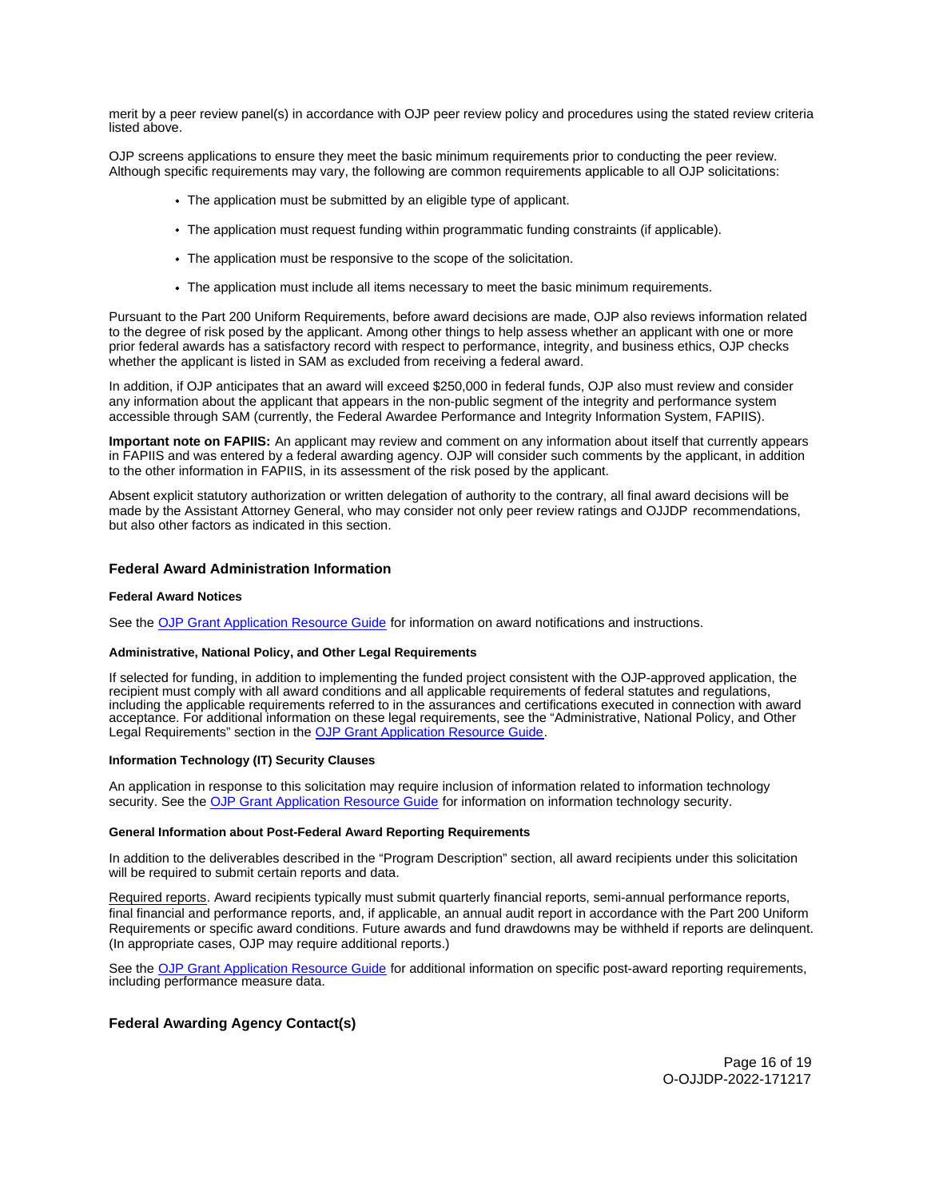merit by a peer review panel(s) in accordance with OJP peer review policy and procedures using the stated review criteria listed above.

OJP screens applications to ensure they meet the basic minimum requirements prior to conducting the peer review. Although specific requirements may vary, the following are common requirements applicable to all OJP solicitations:

- The application must be submitted by an eligible type of applicant.
- The application must request funding within programmatic funding constraints (if applicable).
- The application must be responsive to the scope of the solicitation.
- The application must include all items necessary to meet the basic minimum requirements.

Pursuant to the Part 200 Uniform Requirements, before award decisions are made, OJP also reviews information related to the degree of risk posed by the applicant. Among other things to help assess whether an applicant with one or more prior federal awards has a satisfactory record with respect to performance, integrity, and business ethics, OJP checks whether the applicant is listed in SAM as excluded from receiving a federal award.

In addition, if OJP anticipates that an award will exceed $250,000 in federal funds, OJP also must review and consider any information about the applicant that appears in the non-public segment of the integrity and performance system accessible through SAM (currently, the Federal Awardee Performance and Integrity Information System, FAPIIS).

**Important note on FAPIIS:** An applicant may review and comment on any information about itself that currently appears in FAPIIS and was entered by a federal awarding agency. OJP will consider such comments by the applicant, in addition to the other information in FAPIIS, in its assessment of the risk posed by the applicant.

Absent explicit statutory authorization or written delegation of authority to the contrary, all final award decisions will be made by the Assistant Attorney General, who may consider not only peer review ratings and OJJDP recommendations, but also other factors as indicated in this section.

## Federal Award Administration Information

#### Federal Award Notices

See the OJP Grant Application Resource Guide for information on award notifications and instructions.

#### Administrative, National Policy, and Other Legal Requirements

If selected for funding, in addition to implementing the funded project consistent with the OJP-approved application, the recipient must comply with all award conditions and all applicable requirements of federal statutes and regulations, including the applicable requirements referred to in the assurances and certifications executed in connection with award acceptance. For additional information on these legal requirements, see the "Administrative, National Policy, and Other Legal Requirements" section in the OJP Grant Application Resource Guide.

#### Information Technology (IT) Security Clauses

An application in response to this solicitation may require inclusion of information related to information technology security. See the OJP Grant Application Resource Guide for information on information technology security.

#### General Information about Post-Federal Award Reporting Requirements

In addition to the deliverables described in the "Program Description" section, all award recipients under this solicitation will be required to submit certain reports and data.

Required reports. Award recipients typically must submit quarterly financial reports, semi-annual performance reports, final financial and performance reports, and, if applicable, an annual audit report in accordance with the Part 200 Uniform Requirements or specific award conditions. Future awards and fund drawdowns may be withheld if reports are delinquent. (In appropriate cases, OJP may require additional reports.)

See the OJP Grant Application Resource Guide for additional information on specific post-award reporting requirements, including performance measure data.

## Federal Awarding Agency Contact(s)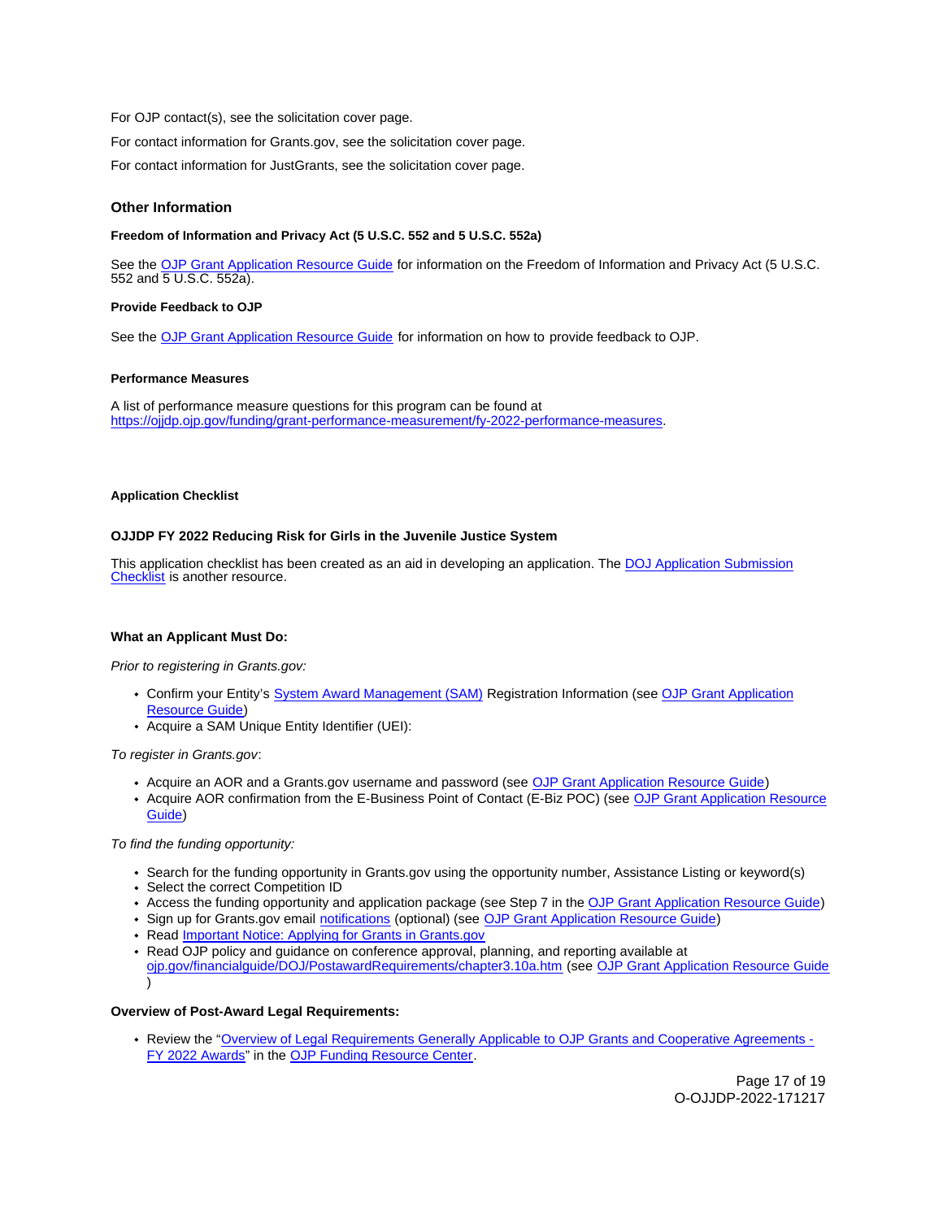For OJP contact(s), see the solicitation cover page.

For contact information for Grants.gov, see the solicitation cover page.

For contact information for JustGrants, see the solicitation cover page.

## Other Information

#### Freedom of Information and Privacy Act (5 U.S.C. 552 and 5 U.S.C. 552a)

See the OJP Grant Application Resource Guide for information on the Freedom of Information and Privacy Act (5 U.S.C. 552 and 5 U.S.C. 552a).

#### Provide Feedback to OJP

See the OJP Grant Application Resource Guide for information on how to provide feedback to OJP.

#### Performance Measures

A list of performance measure questions for this program can be found at https://ojjdp.ojp.gov/funding/grant-performance-measurement/fy-2022-performance-measures.

#### Application Checklist

**OJJDP FY 2022 Reducing Risk for Girls in the Juvenile Justice System**

This application checklist has been created as an aid in developing an application. The DOJ Application Submission Checklist is another resource.

**What an Applicant Must Do:**

*Prior to registering in Grants.gov:*

- Confirm your Entity's System Award Management (SAM) Registration Information (see OJP Grant Application Resource Guide)
- Acquire a SAM Unique Entity Identifier (UEI):

*To register in Grants.gov*:

- Acquire an AOR and a Grants.gov username and password (see OJP Grant Application Resource Guide)
- Acquire AOR confirmation from the E-Business Point of Contact (E-Biz POC) (see OJP Grant Application Resource Guide)

*To find the funding opportunity:*

- Search for the funding opportunity in Grants.gov using the opportunity number, Assistance Listing or keyword(s)
- Select the correct Competition ID
- Access the funding opportunity and application package (see Step 7 in the OJP Grant Application Resource Guide)
- Sign up for Grants.gov email notifications (optional) (see OJP Grant Application Resource Guide)
- Read Important Notice: Applying for Grants in Grants.gov
- Read OJP policy and guidance on conference approval, planning, and reporting available at ojp.gov/financialguide/DOJ/PostawardRequirements/chapter3.10a.htm (see OJP Grant Application Resource Guide )

**Overview of Post-Award Legal Requirements:**

- Review the "Overview of Legal Requirements Generally Applicable to OJP Grants and Cooperative Agreements - FY 2022 Awards" in the OJP Funding Resource Center.

O-OJJDP-2022-171217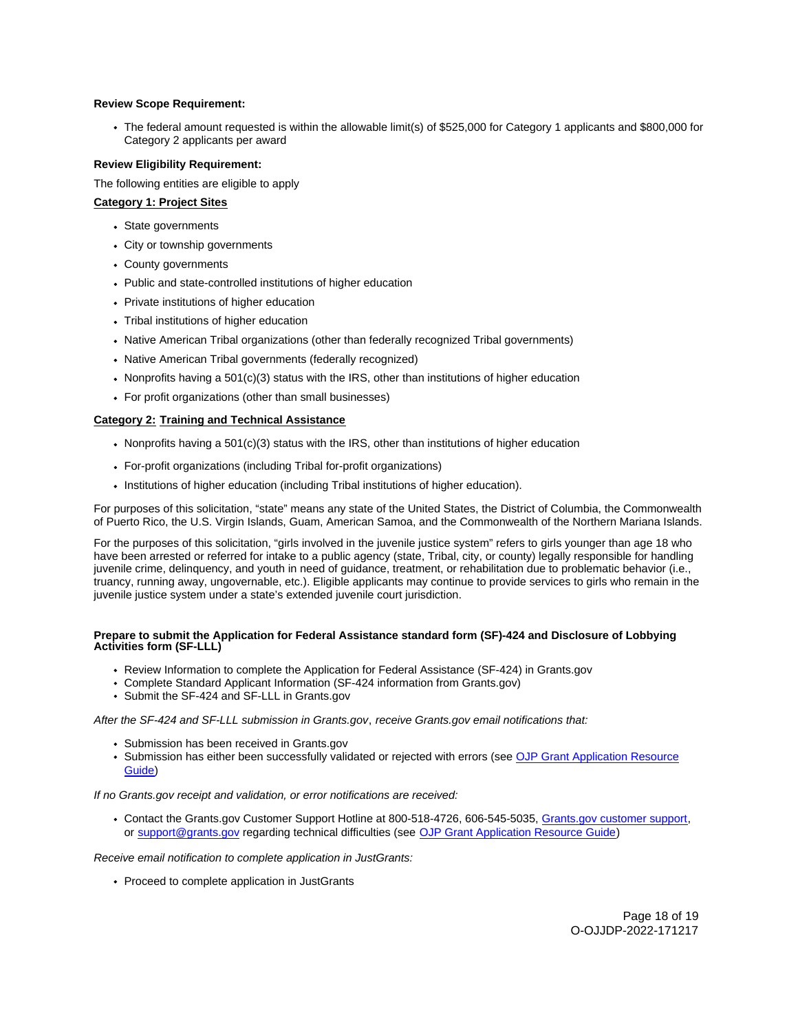**Review Scope Requirement:**

- The federal amount requested is within the allowable limit(s) of $525,000 for Category 1 applicants and $800,000 for Category 2 applicants per award

**Review Eligibility Requirement:**

The following entities are eligible to apply

**Category 1: Project Sites**

- State governments
- City or township governments
- County governments
- Public and state-controlled institutions of higher education
- Private institutions of higher education
- Tribal institutions of higher education
- Native American Tribal organizations (other than federally recognized Tribal governments)
- Native American Tribal governments (federally recognized)
- Nonprofits having a 501(c)(3) status with the IRS, other than institutions of higher education
- For profit organizations (other than small businesses)

**Category 2: Training and Technical Assistance**

- Nonprofits having a 501(c)(3) status with the IRS, other than institutions of higher education
- For-profit organizations (including Tribal for-profit organizations)
- Institutions of higher education (including Tribal institutions of higher education).

For purposes of this solicitation, "state" means any state of the United States, the District of Columbia, the Commonwealth of Puerto Rico, the U.S. Virgin Islands, Guam, American Samoa, and the Commonwealth of the Northern Mariana Islands.

For the purposes of this solicitation, "girls involved in the juvenile justice system" refers to girls younger than age 18 who have been arrested or referred for intake to a public agency (state, Tribal, city, or county) legally responsible for handling juvenile crime, delinquency, and youth in need of guidance, treatment, or rehabilitation due to problematic behavior (i.e., truancy, running away, ungovernable, etc.). Eligible applicants may continue to provide services to girls who remain in the juvenile justice system under a state's extended juvenile court jurisdiction.

**Prepare to submit the Application for Federal Assistance standard form (SF)-424 and Disclosure of Lobbying Activities form (SF-LLL)**

- Review Information to complete the Application for Federal Assistance (SF-424) in Grants.gov
- Complete Standard Applicant Information (SF-424 information from Grants.gov)
- Submit the SF-424 and SF-LLL in Grants.gov

*After the SF-424 and SF-LLL submission in Grants.gov, receive Grants.gov email notifications that:*

- Submission has been received in Grants.gov
- Submission has either been successfully validated or rejected with errors (see OJP Grant Application Resource Guide)

*If no Grants.gov receipt and validation, or error notifications are received:*

- Contact the Grants.gov Customer Support Hotline at 800-518-4726, 606-545-5035, Grants.gov customer support, or support@grants.gov regarding technical difficulties (see OJP Grant Application Resource Guide)

*Receive email notification to complete application in JustGrants:*

- Proceed to complete application in JustGrants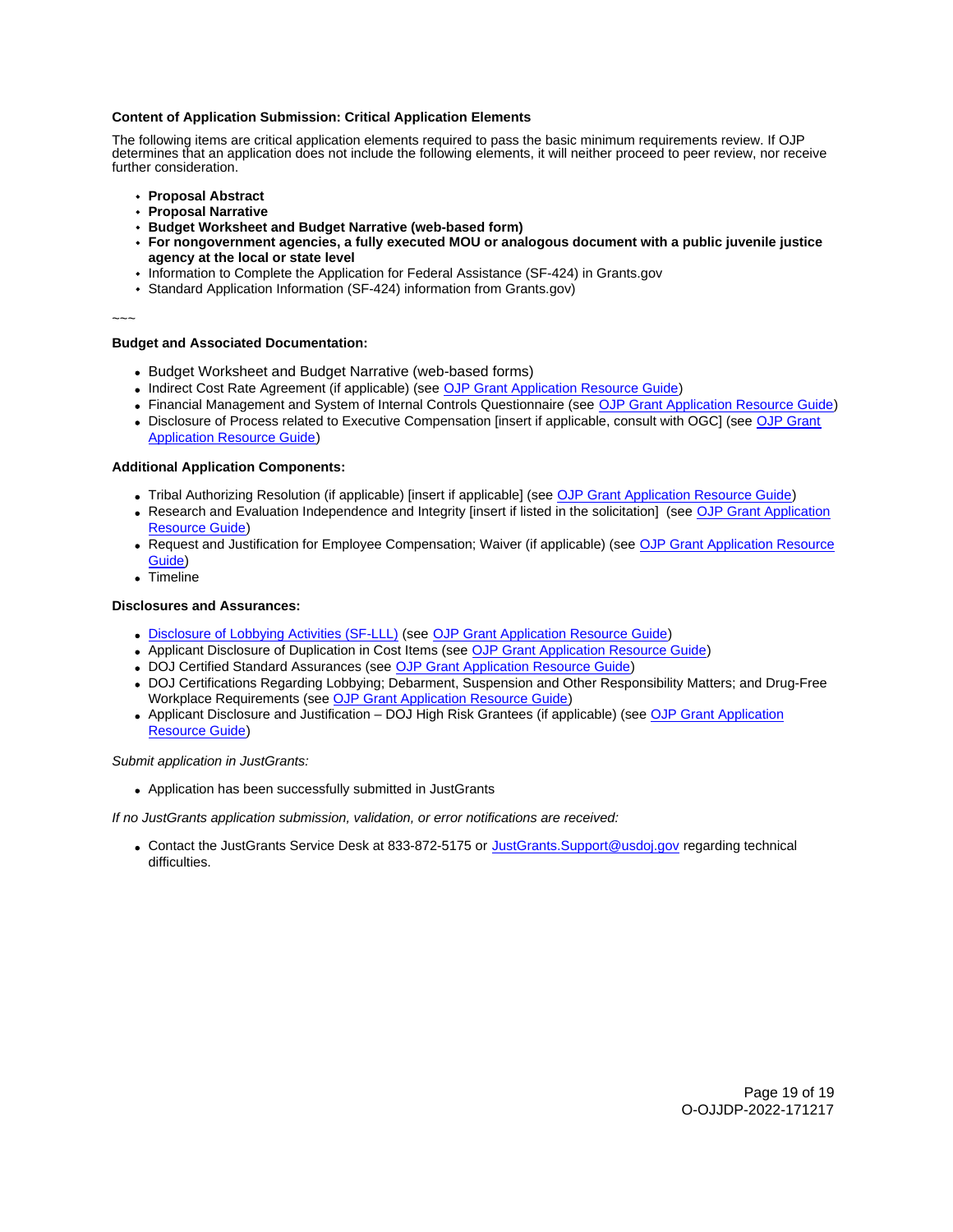**Content of Application Submission: Critical Application Elements**

The following items are critical application elements required to pass the basic minimum requirements review. If OJP determines that an application does not include the following elements, it will neither proceed to peer review, nor receive further consideration.

- **Proposal Abstract**
- **Proposal Narrative**
- **Budget Worksheet and Budget Narrative (web-based form)**
- **For nongovernment agencies, a fully executed MOU or analogous document with a public juvenile justice agency at the local or state level**
- Information to Complete the Application for Federal Assistance (SF-424) in Grants.gov
- Standard Application Information (SF-424) information from Grants.gov)

~~~

**Budget and Associated Documentation:**

- Budget Worksheet and Budget Narrative (web-based forms)
- Indirect Cost Rate Agreement (if applicable) (see OJP Grant Application Resource Guide)
- Financial Management and System of Internal Controls Questionnaire (see OJP Grant Application Resource Guide)
- Disclosure of Process related to Executive Compensation [insert if applicable, consult with OGC] (see OJP Grant Application Resource Guide)

**Additional Application Components:**

- Tribal Authorizing Resolution (if applicable) [insert if applicable] (see OJP Grant Application Resource Guide)
- Research and Evaluation Independence and Integrity [insert if listed in the solicitation] (see OJP Grant Application Resource Guide)
- Request and Justification for Employee Compensation; Waiver (if applicable) (see OJP Grant Application Resource Guide)
- Timeline

**Disclosures and Assurances:**

- Disclosure of Lobbying Activities (SF-LLL) (see OJP Grant Application Resource Guide)
- Applicant Disclosure of Duplication in Cost Items (see OJP Grant Application Resource Guide)
- DOJ Certified Standard Assurances (see OJP Grant Application Resource Guide)
- DOJ Certifications Regarding Lobbying; Debarment, Suspension and Other Responsibility Matters; and Drug-Free Workplace Requirements (see OJP Grant Application Resource Guide)
- Applicant Disclosure and Justification – DOJ High Risk Grantees (if applicable) (see OJP Grant Application Resource Guide)

*Submit application in JustGrants:*

- Application has been successfully submitted in JustGrants

*If no JustGrants application submission, validation, or error notifications are received:*

- Contact the JustGrants Service Desk at 833-872-5175 or JustGrants.Support@usdoj.gov regarding technical difficulties.